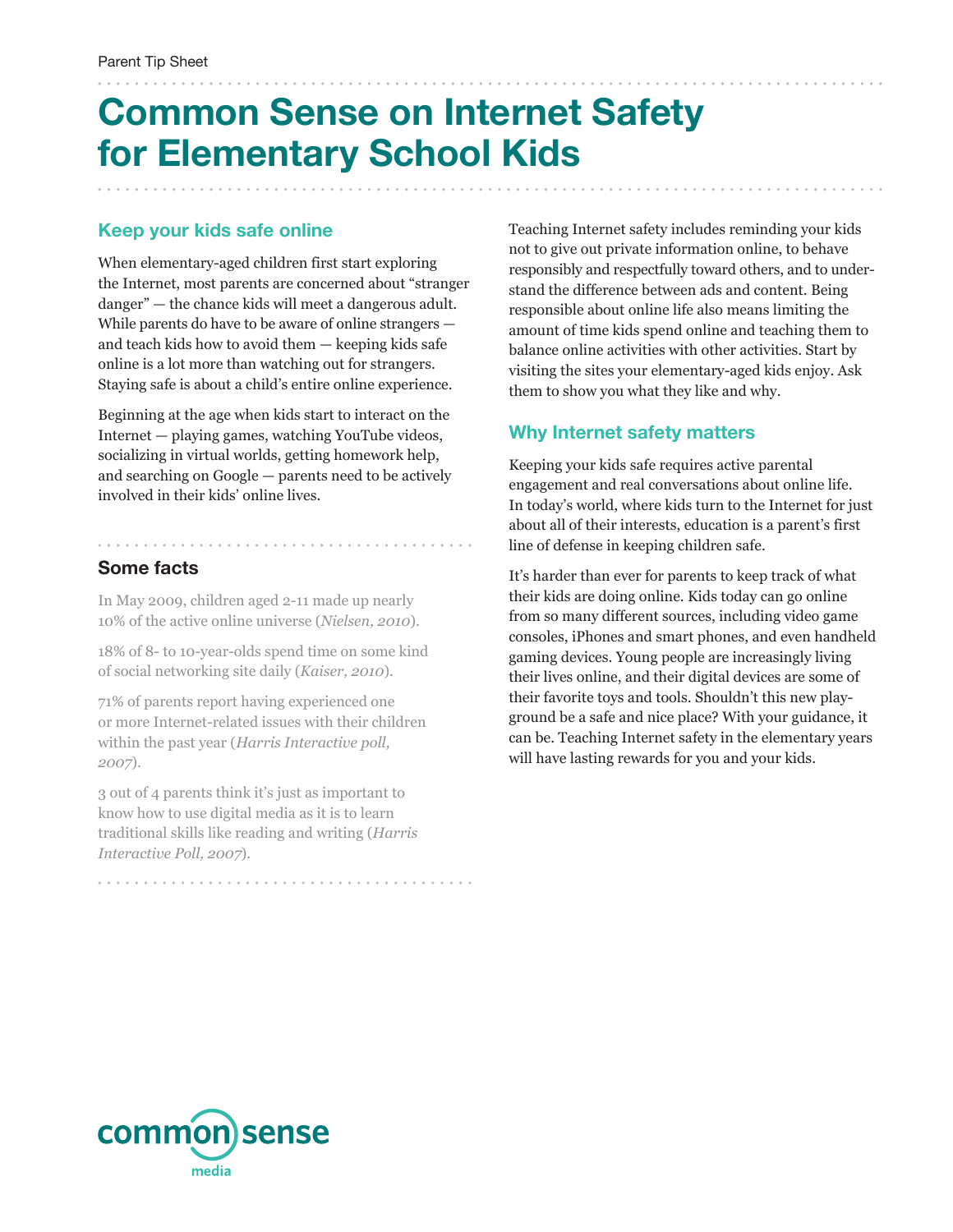Parent Tip Sheet

# Common Sense on Internet Safety for Elementary School Kids

## Keep your kids safe online

When elementary-aged children first start exploring the Internet, most parents are concerned about "stranger danger" — the chance kids will meet a dangerous adult. While parents do have to be aware of online strangers — and teach kids how to avoid them — keeping kids safe online is a lot more than watching out for strangers. Staying safe is about a child's entire online experience.

Beginning at the age when kids start to interact on the Internet — playing games, watching YouTube videos, socializing in virtual worlds, getting homework help, and searching on Google — parents need to be actively involved in their kids' online lives.

### Some facts

In May 2009, children aged 2-11 made up nearly 10% of the active online universe (*Nielsen, 2010*).

18% of 8- to 10-year-olds spend time on some kind of social networking site daily (*Kaiser, 2010*).

71% of parents report having experienced one or more Internet-related issues with their children within the past year (*Harris Interactive poll, 2007*).

3 out of 4 parents think it's just as important to know how to use digital media as it is to learn traditional skills like reading and writing (*Harris Interactive Poll, 2007*).

Teaching Internet safety includes reminding your kids not to give out private information online, to behave responsibly and respectfully toward others, and to understand the difference between ads and content. Being responsible about online life also means limiting the amount of time kids spend online and teaching them to balance online activities with other activities. Start by visiting the sites your elementary-aged kids enjoy. Ask them to show you what they like and why.

## Why Internet safety matters

Keeping your kids safe requires active parental engagement and real conversations about online life. In today's world, where kids turn to the Internet for just about all of their interests, education is a parent's first line of defense in keeping children safe.

It's harder than ever for parents to keep track of what their kids are doing online. Kids today can go online from so many different sources, including video game consoles, iPhones and smart phones, and even handheld gaming devices. Young people are increasingly living their lives online, and their digital devices are some of their favorite toys and tools. Shouldn't this new playground be a safe and nice place? With your guidance, it can be. Teaching Internet safety in the elementary years will have lasting rewards for you and your kids.

common sense media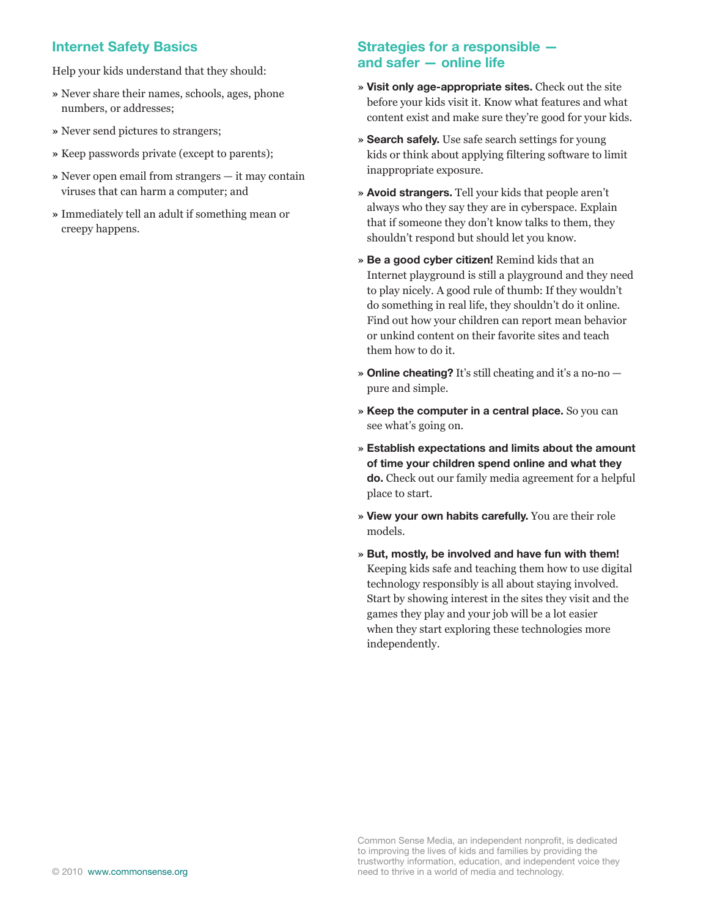## Internet Safety Basics

Help your kids understand that they should:

» Never share their names, schools, ages, phone numbers, or addresses;

» Never send pictures to strangers;

» Keep passwords private (except to parents);

» Never open email from strangers — it may contain viruses that can harm a computer; and

» Immediately tell an adult if something mean or creepy happens.

## Strategies for a responsible — and safer — online life

» **Visit only age-appropriate sites.** Check out the site before your kids visit it. Know what features and what content exist and make sure they're good for your kids.

» **Search safely.** Use safe search settings for young kids or think about applying filtering software to limit inappropriate exposure.

» **Avoid strangers.** Tell your kids that people aren't always who they say they are in cyberspace. Explain that if someone they don't know talks to them, they shouldn't respond but should let you know.

» **Be a good cyber citizen!** Remind kids that an Internet playground is still a playground and they need to play nicely. A good rule of thumb: If they wouldn't do something in real life, they shouldn't do it online. Find out how your children can report mean behavior or unkind content on their favorite sites and teach them how to do it.

» **Online cheating?** It's still cheating and it's a no-no — pure and simple.

» **Keep the computer in a central place.** So you can see what's going on.

» **Establish expectations and limits about the amount of time your children spend online and what they do.** Check out our family media agreement for a helpful place to start.

» **View your own habits carefully.** You are their role models.

» **But, mostly, be involved and have fun with them!** Keeping kids safe and teaching them how to use digital technology responsibly is all about staying involved. Start by showing interest in the sites they visit and the games they play and your job will be a lot easier when they start exploring these technologies more independently.

© 2010 www.commonsense.org

Common Sense Media, an independent nonprofit, is dedicated to improving the lives of kids and families by providing the trustworthy information, education, and independent voice they need to thrive in a world of media and technology.